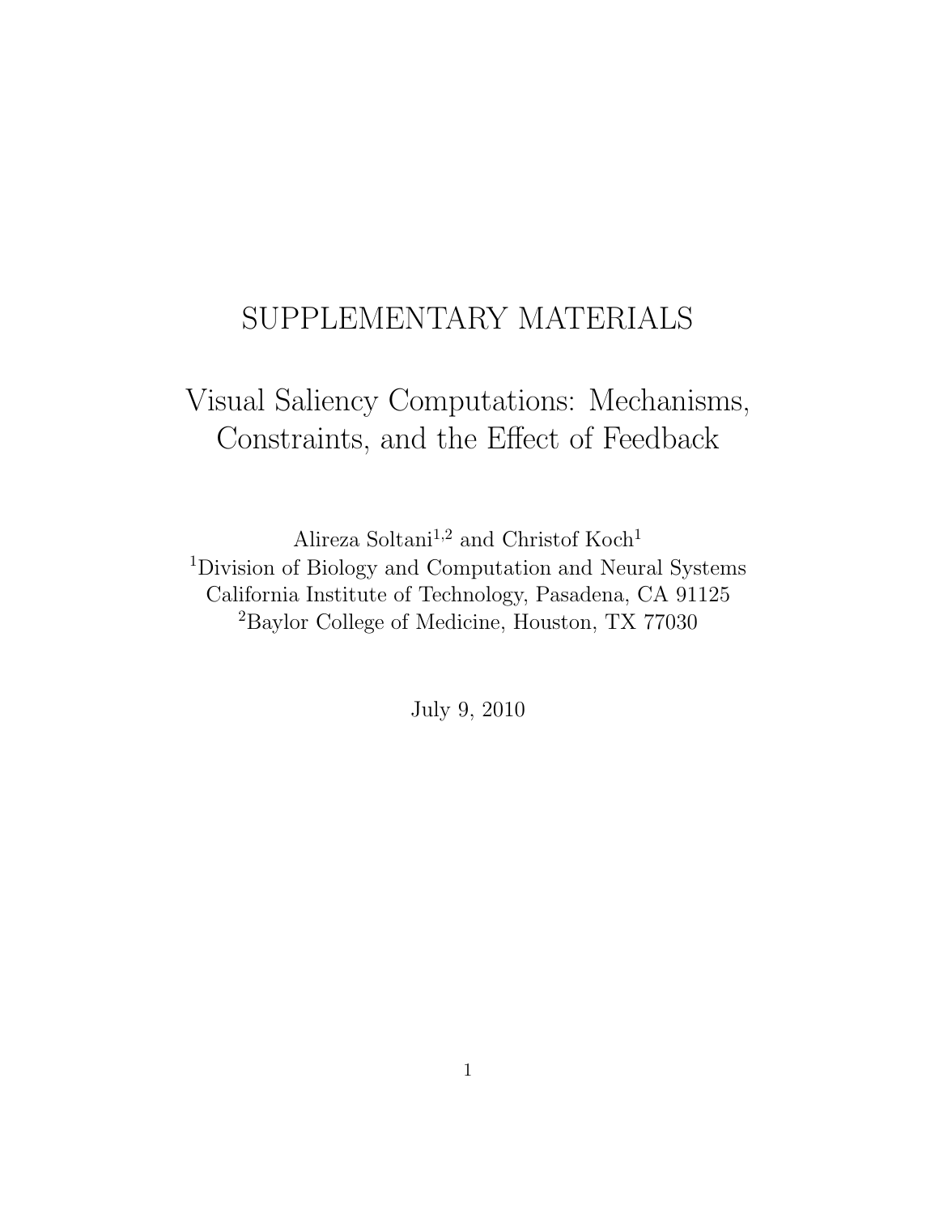# SUPPLEMENTARY MATERIALS

# Visual Saliency Computations: Mechanisms, Constraints, and the Effect of Feedback

Alireza Soltani[1,2] and Christof Koch[1]

[1]Division of Biology and Computation and Neural Systems
California Institute of Technology, Pasadena, CA 91125
[2]Baylor College of Medicine, Houston, TX 77030

July 9, 2010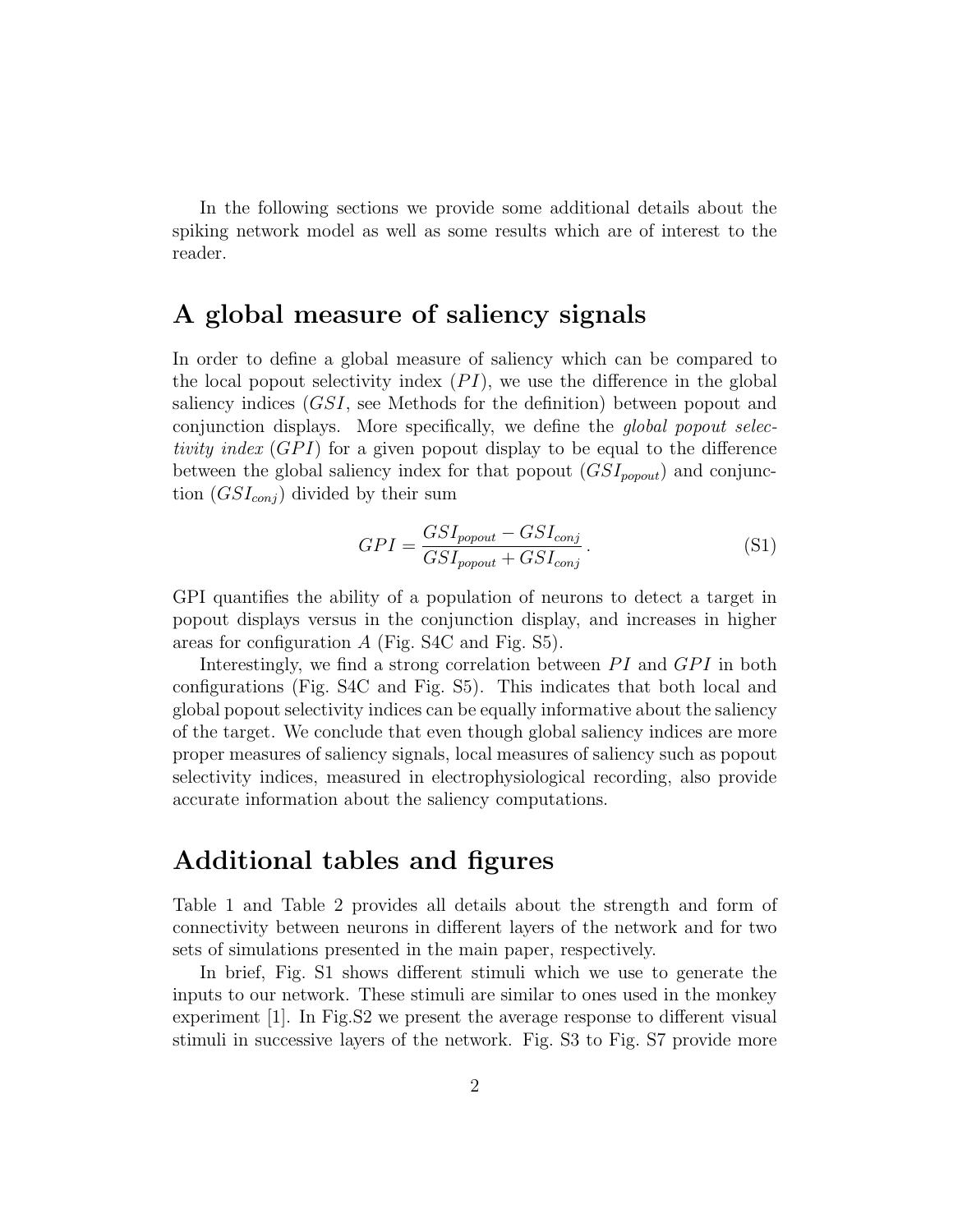In the following sections we provide some additional details about the spiking network model as well as some results which are of interest to the reader.

## A global measure of saliency signals

In order to define a global measure of saliency which can be compared to the local popout selectivity index ($PI$), we use the difference in the global saliency indices ($GSI$, see Methods for the definition) between popout and conjunction displays. More specifically, we define the *global popout selectivity index* ($GPI$) for a given popout display to be equal to the difference between the global saliency index for that popout ($GSI_{popout}$) and conjunction ($GSI_{conj}$) divided by their sum

$$GPI = \frac{GSI_{popout} - GSI_{conj}}{GSI_{popout} + GSI_{conj}} . \tag{S1}$$

GPI quantifies the ability of a population of neurons to detect a target in popout displays versus in the conjunction display, and increases in higher areas for configuration $A$ (Fig. S4C and Fig. S5).

Interestingly, we find a strong correlation between $PI$ and $GPI$ in both configurations (Fig. S4C and Fig. S5). This indicates that both local and global popout selectivity indices can be equally informative about the saliency of the target. We conclude that even though global saliency indices are more proper measures of saliency signals, local measures of saliency such as popout selectivity indices, measured in electrophysiological recording, also provide accurate information about the saliency computations.

## Additional tables and figures

Table 1 and Table 2 provides all details about the strength and form of connectivity between neurons in different layers of the network and for two sets of simulations presented in the main paper, respectively.

In brief, Fig. S1 shows different stimuli which we use to generate the inputs to our network. These stimuli are similar to ones used in the monkey experiment [1]. In Fig.S2 we present the average response to different visual stimuli in successive layers of the network. Fig. S3 to Fig. S7 provide more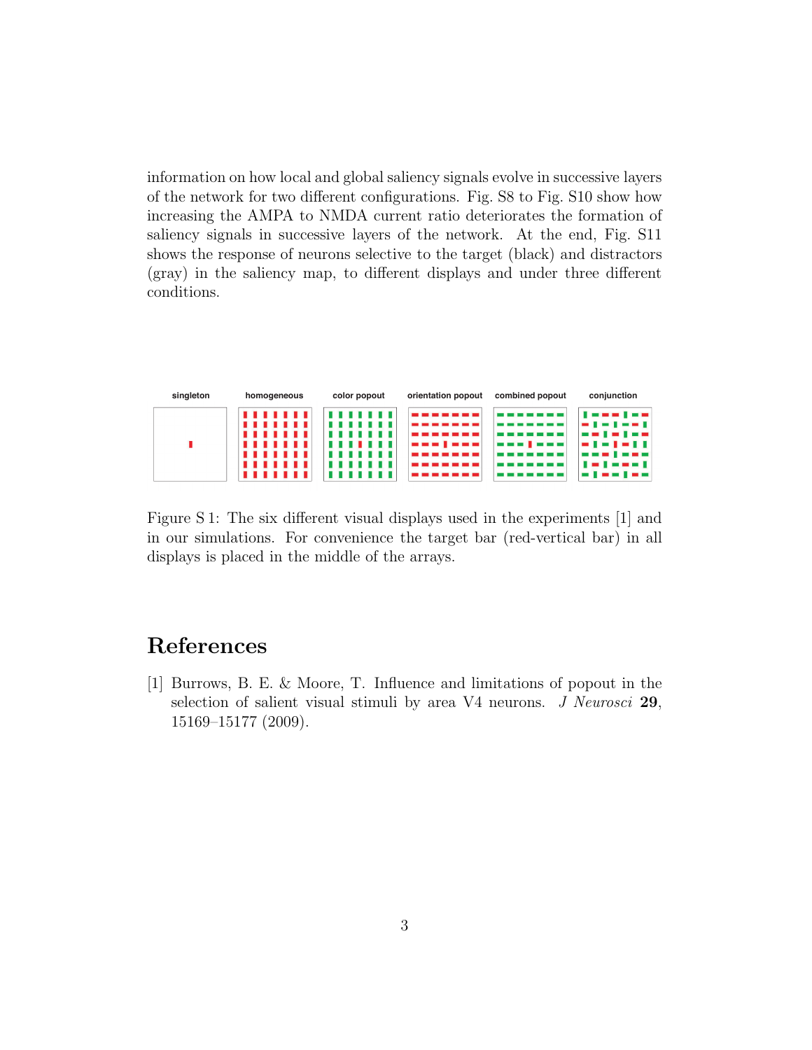information on how local and global saliency signals evolve in successive layers of the network for two different configurations. Fig. S8 to Fig. S10 show how increasing the AMPA to NMDA current ratio deteriorates the formation of saliency signals in successive layers of the network. At the end, Fig. S11 shows the response of neurons selective to the target (black) and distractors (gray) in the saliency map, to different displays and under three different conditions.

singleton | homogeneous | color popout | orientation popout | combined popout | conjunction

Figure S 1: The six different visual displays used in the experiments [1] and in our simulations. For convenience the target bar (red-vertical bar) in all displays is placed in the middle of the arrays.

# References

[1] Burrows, B. E. & Moore, T. Influence and limitations of popout in the selection of salient visual stimuli by area V4 neurons. *J Neurosci* **29**, 15169–15177 (2009).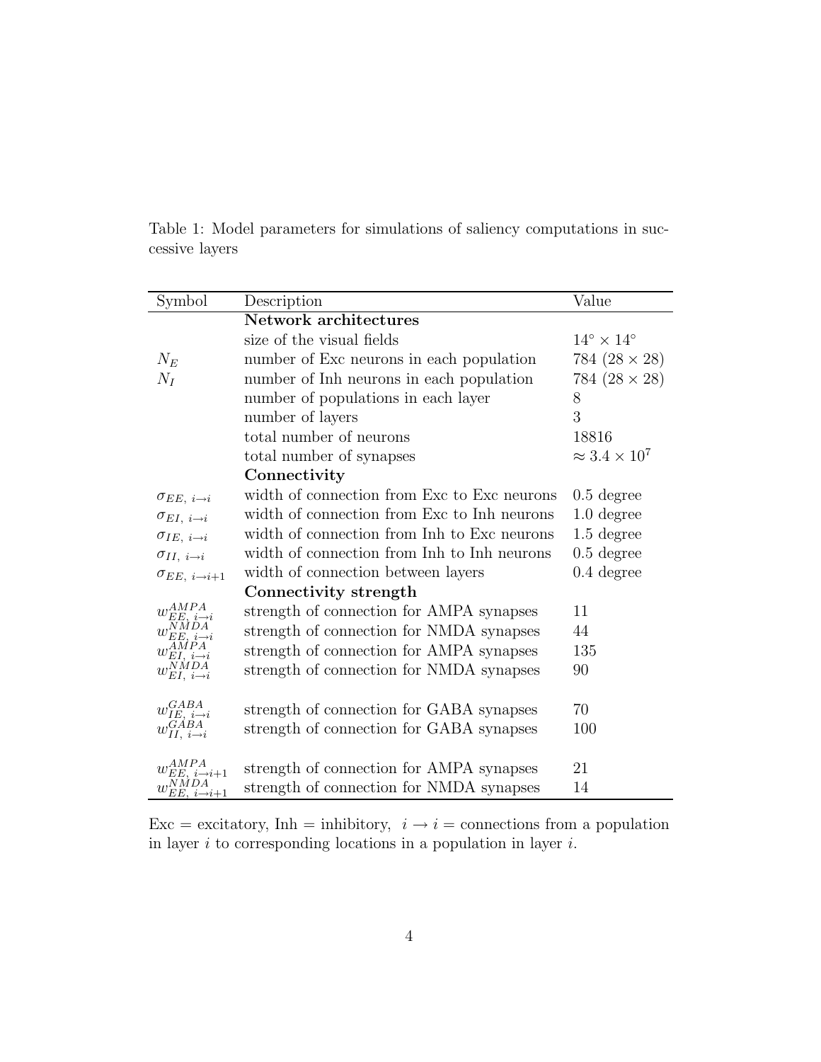Table 1: Model parameters for simulations of saliency computations in successive layers

| Symbol | Description | Value |
| --- | --- | --- |
| | **Network architectures** | |
| | size of the visual fields | $14^\circ \times 14^\circ$ |
| $N_E$ | number of Exc neurons in each population | 784 ($28 \times 28$) |
| $N_I$ | number of Inh neurons in each population | 784 ($28 \times 28$) |
| | number of populations in each layer | 8 |
| | number of layers | 3 |
| | total number of neurons | 18816 |
| | total number of synapses | $\approx 3.4 \times 10^7$ |
| | **Connectivity** | |
| $\sigma_{EE,\ i \to i}$ | width of connection from Exc to Exc neurons | 0.5 degree |
| $\sigma_{EI,\ i \to i}$ | width of connection from Exc to Inh neurons | 1.0 degree |
| $\sigma_{IE,\ i \to i}$ | width of connection from Inh to Exc neurons | 1.5 degree |
| $\sigma_{II,\ i \to i}$ | width of connection from Inh to Inh neurons | 0.5 degree |
| $\sigma_{EE,\ i \to i+1}$ | width of connection between layers | 0.4 degree |
| | **Connectivity strength** | |
| $w^{AMPA}_{EE,\ i \to i}$ | strength of connection for AMPA synapses | 11 |
| $w^{NMDA}_{EE,\ i \to i}$ | strength of connection for NMDA synapses | 44 |
| $w^{AMPA}_{EI,\ i \to i}$ | strength of connection for AMPA synapses | 135 |
| $w^{NMDA}_{EI,\ i \to i}$ | strength of connection for NMDA synapses | 90 |
| $w^{GABA}_{IE,\ i \to i}$ | strength of connection for GABA synapses | 70 |
| $w^{GABA}_{II,\ i \to i}$ | strength of connection for GABA synapses | 100 |
| $w^{AMPA}_{EE,\ i \to i+1}$ | strength of connection for AMPA synapses | 21 |
| $w^{NMDA}_{EE,\ i \to i+1}$ | strength of connection for NMDA synapses | 14 |

Exc = excitatory, Inh = inhibitory, $i \to i$ = connections from a population in layer $i$ to corresponding locations in a population in layer $i$.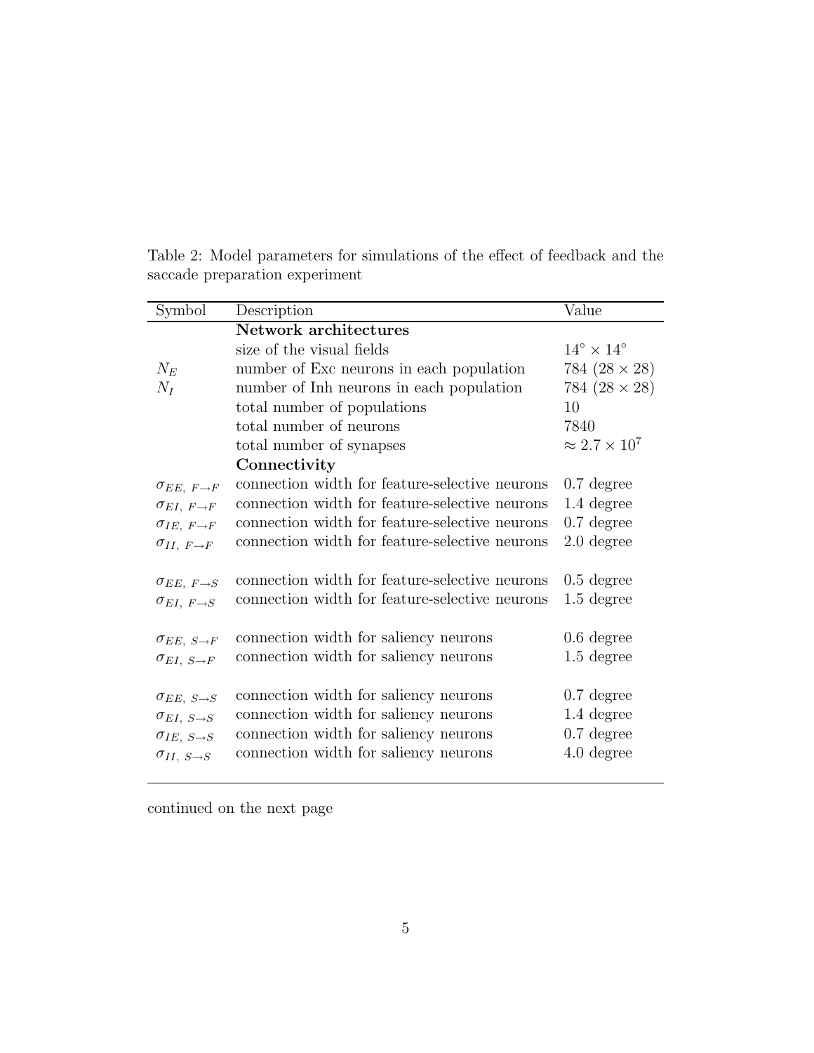Table 2: Model parameters for simulations of the effect of feedback and the saccade preparation experiment

| Symbol | Description | Value |
|---|---|---|
| | **Network architectures** | |
| | size of the visual fields | $14^\circ \times 14^\circ$ |
| $N_E$ | number of Exc neurons in each population | 784 ($28 \times 28$) |
| $N_I$ | number of Inh neurons in each population | 784 ($28 \times 28$) |
| | total number of populations | 10 |
| | total number of neurons | 7840 |
| | total number of synapses | $\approx 2.7 \times 10^7$ |
| | **Connectivity** | |
| $\sigma_{EE,\ F\to F}$ | connection width for feature-selective neurons | 0.7 degree |
| $\sigma_{EI,\ F\to F}$ | connection width for feature-selective neurons | 1.4 degree |
| $\sigma_{IE,\ F\to F}$ | connection width for feature-selective neurons | 0.7 degree |
| $\sigma_{II,\ F\to F}$ | connection width for feature-selective neurons | 2.0 degree |
| $\sigma_{EE,\ F\to S}$ | connection width for feature-selective neurons | 0.5 degree |
| $\sigma_{EI,\ F\to S}$ | connection width for feature-selective neurons | 1.5 degree |
| $\sigma_{EE,\ S\to F}$ | connection width for saliency neurons | 0.6 degree |
| $\sigma_{EI,\ S\to F}$ | connection width for saliency neurons | 1.5 degree |
| $\sigma_{EE,\ S\to S}$ | connection width for saliency neurons | 0.7 degree |
| $\sigma_{EI,\ S\to S}$ | connection width for saliency neurons | 1.4 degree |
| $\sigma_{IE,\ S\to S}$ | connection width for saliency neurons | 0.7 degree |
| $\sigma_{II,\ S\to S}$ | connection width for saliency neurons | 4.0 degree |

continued on the next page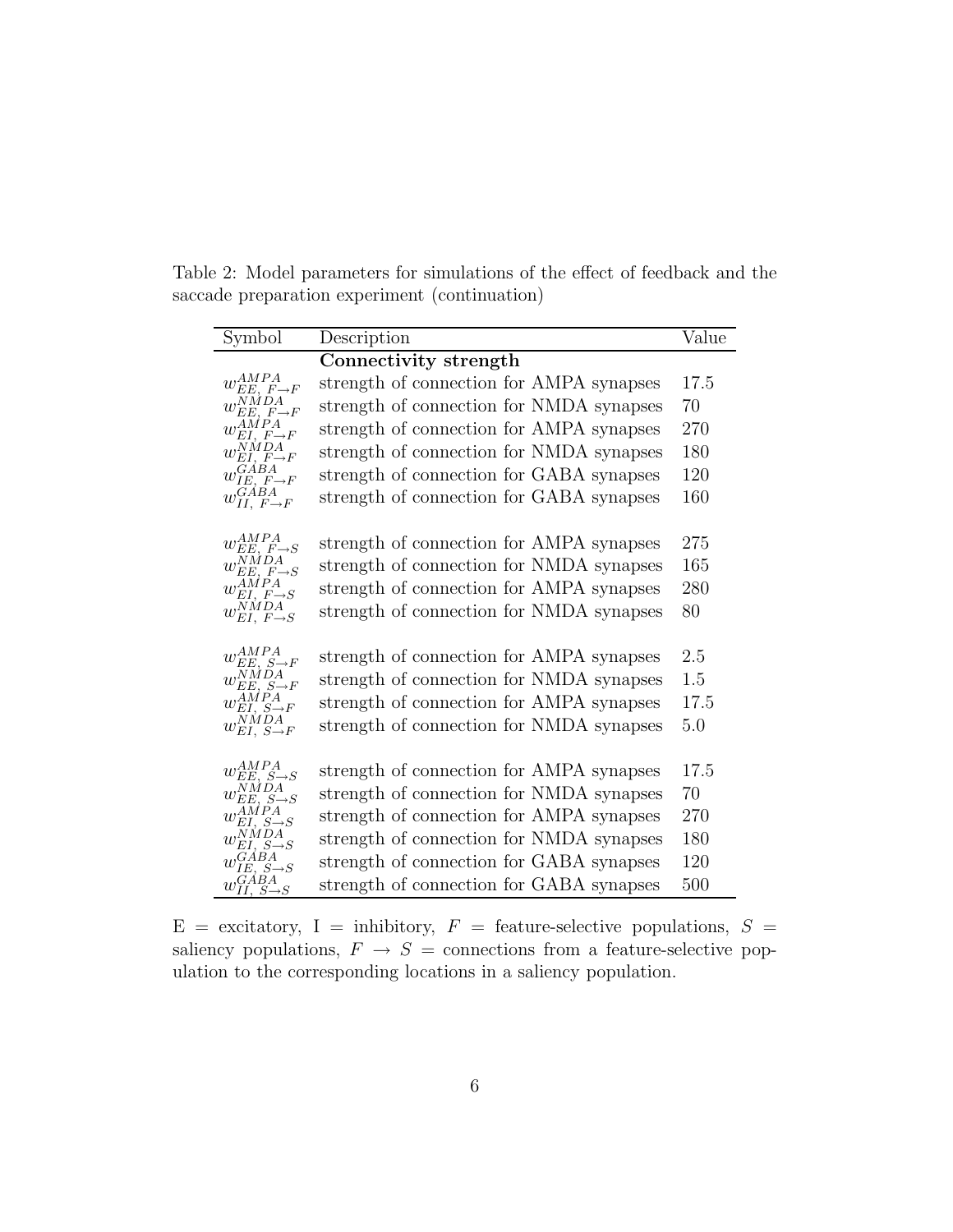Table 2: Model parameters for simulations of the effect of feedback and the saccade preparation experiment (continuation)

| Symbol | Description | Value |
|---|---|---|
| | **Connectivity strength** | |
| $w^{AMPA}_{EE,\ F\to F}$ | strength of connection for AMPA synapses | 17.5 |
| $w^{NMDA}_{EE,\ F\to F}$ | strength of connection for NMDA synapses | 70 |
| $w^{AMPA}_{EI,\ F\to F}$ | strength of connection for AMPA synapses | 270 |
| $w^{NMDA}_{EI,\ F\to F}$ | strength of connection for NMDA synapses | 180 |
| $w^{GABA}_{IE,\ F\to F}$ | strength of connection for GABA synapses | 120 |
| $w^{GABA}_{II,\ F\to F}$ | strength of connection for GABA synapses | 160 |
| | | |
| $w^{AMPA}_{EE,\ F\to S}$ | strength of connection for AMPA synapses | 275 |
| $w^{NMDA}_{EE,\ F\to S}$ | strength of connection for NMDA synapses | 165 |
| $w^{AMPA}_{EI,\ F\to S}$ | strength of connection for AMPA synapses | 280 |
| $w^{NMDA}_{EI,\ F\to S}$ | strength of connection for NMDA synapses | 80 |
| | | |
| $w^{AMPA}_{EE,\ S\to F}$ | strength of connection for AMPA synapses | 2.5 |
| $w^{NMDA}_{EE,\ S\to F}$ | strength of connection for NMDA synapses | 1.5 |
| $w^{AMPA}_{EI,\ S\to F}$ | strength of connection for AMPA synapses | 17.5 |
| $w^{NMDA}_{EI,\ S\to F}$ | strength of connection for NMDA synapses | 5.0 |
| | | |
| $w^{AMPA}_{EE,\ S\to S}$ | strength of connection for AMPA synapses | 17.5 |
| $w^{NMDA}_{EE,\ S\to S}$ | strength of connection for NMDA synapses | 70 |
| $w^{AMPA}_{EI,\ S\to S}$ | strength of connection for AMPA synapses | 270 |
| $w^{NMDA}_{EI,\ S\to S}$ | strength of connection for NMDA synapses | 180 |
| $w^{GABA}_{IE,\ S\to S}$ | strength of connection for GABA synapses | 120 |
| $w^{GABA}_{II,\ S\to S}$ | strength of connection for GABA synapses | 500 |

E = excitatory, I = inhibitory, $F$ = feature-selective populations, $S$ = saliency populations, $F \to S$ = connections from a feature-selective population to the corresponding locations in a saliency population.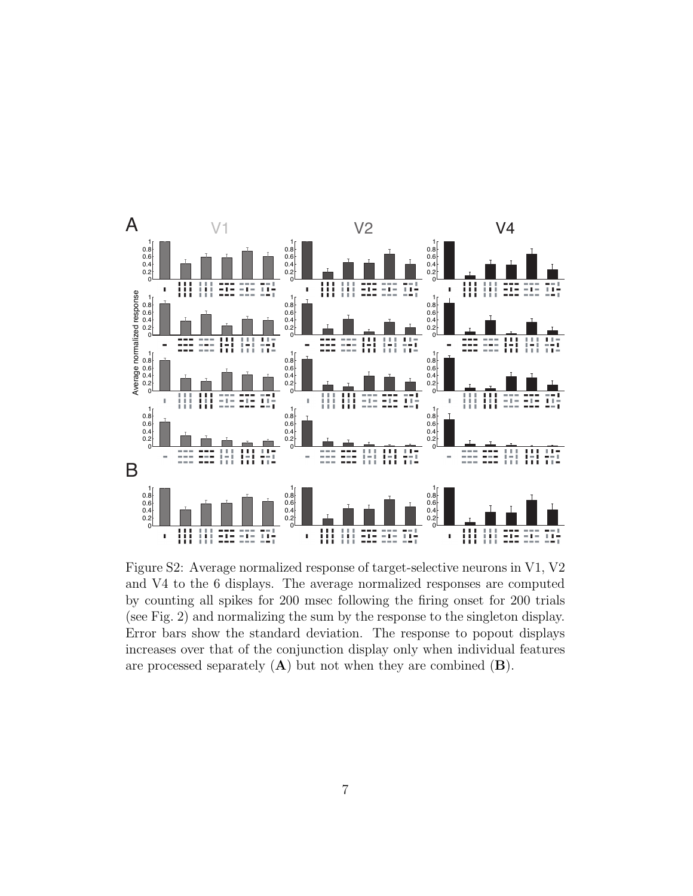Figure S2: Average normalized response of target-selective neurons in V1, V2 and V4 to the 6 displays. The average normalized responses are computed by counting all spikes for 200 msec following the firing onset for 200 trials (see Fig. 2) and normalizing the sum by the response to the singleton display. Error bars show the standard deviation. The response to popout displays increases over that of the conjunction display only when individual features are processed separately (**A**) but not when they are combined (**B**).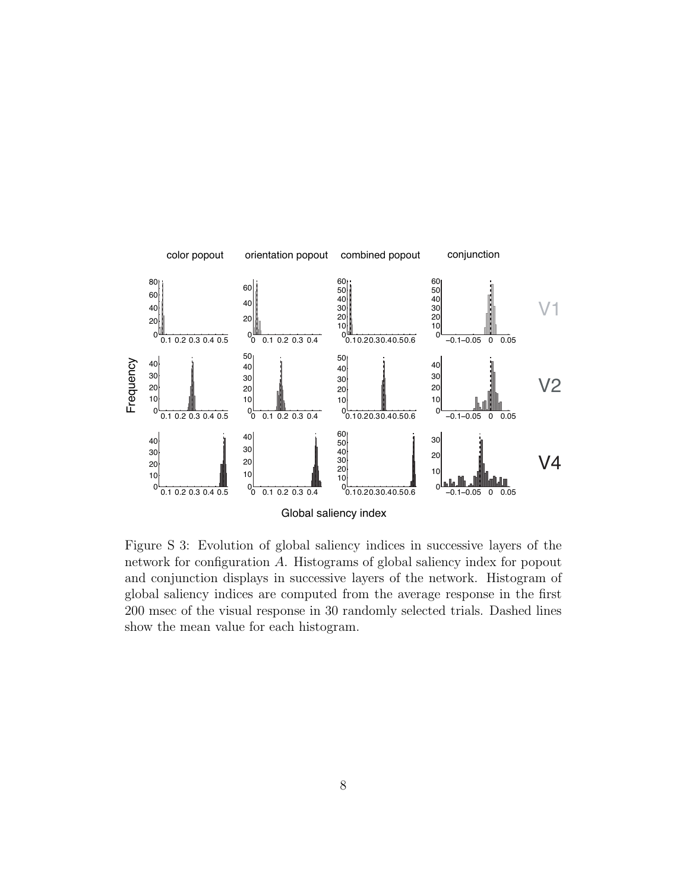Figure S 3: Evolution of global saliency indices in successive layers of the network for configuration *A*. Histograms of global saliency index for popout and conjunction displays in successive layers of the network. Histogram of global saliency indices are computed from the average response in the first 200 msec of the visual response in 30 randomly selected trials. Dashed lines show the mean value for each histogram.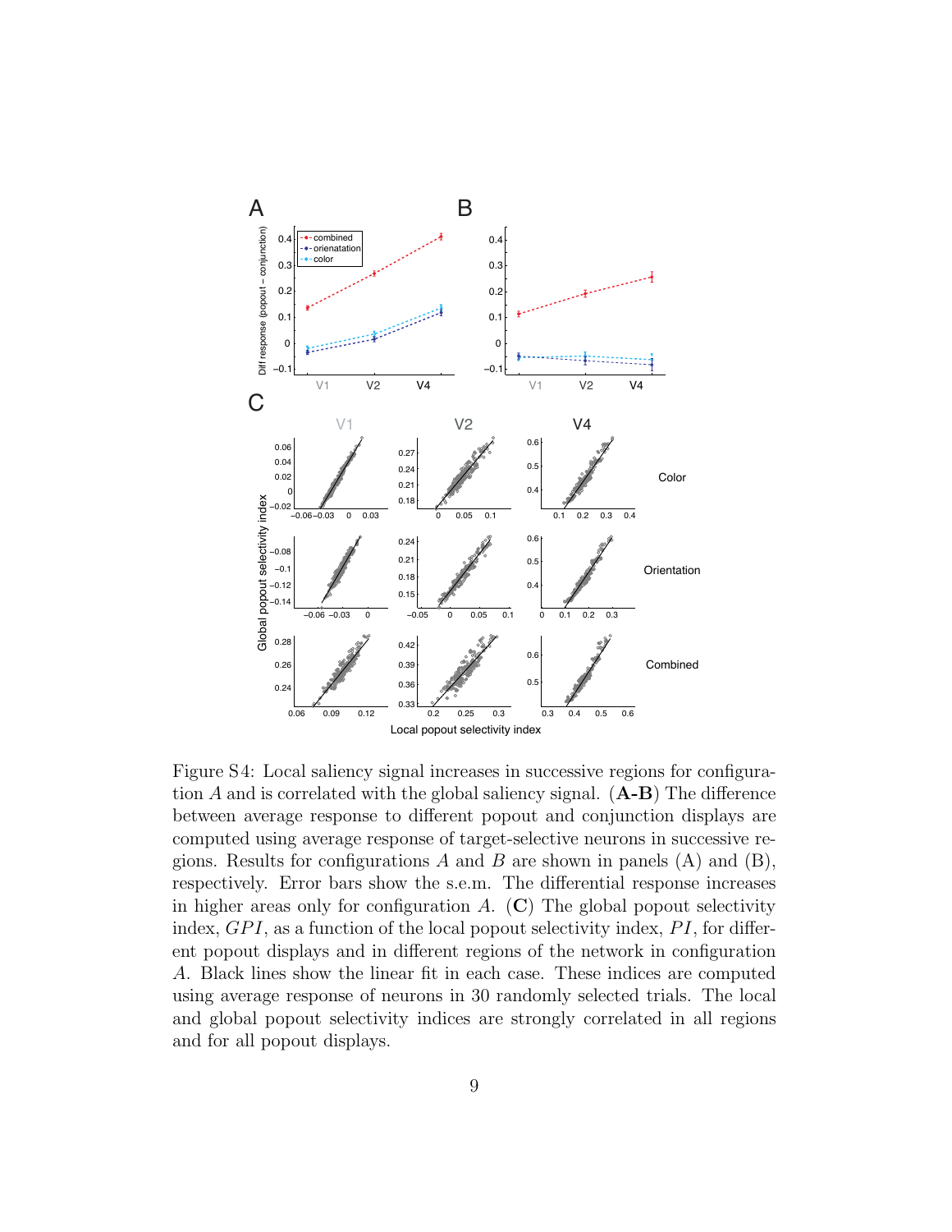Figure S4: Local saliency signal increases in successive regions for configuration $A$ and is correlated with the global saliency signal. (**A-B**) The difference between average response to different popout and conjunction displays are computed using average response of target-selective neurons in successive regions. Results for configurations $A$ and $B$ are shown in panels (A) and (B), respectively. Error bars show the s.e.m. The differential response increases in higher areas only for configuration $A$. (**C**) The global popout selectivity index, $GPI$, as a function of the local popout selectivity index, $PI$, for different popout displays and in different regions of the network in configuration $A$. Black lines show the linear fit in each case. These indices are computed using average response of neurons in 30 randomly selected trials. The local and global popout selectivity indices are strongly correlated in all regions and for all popout displays.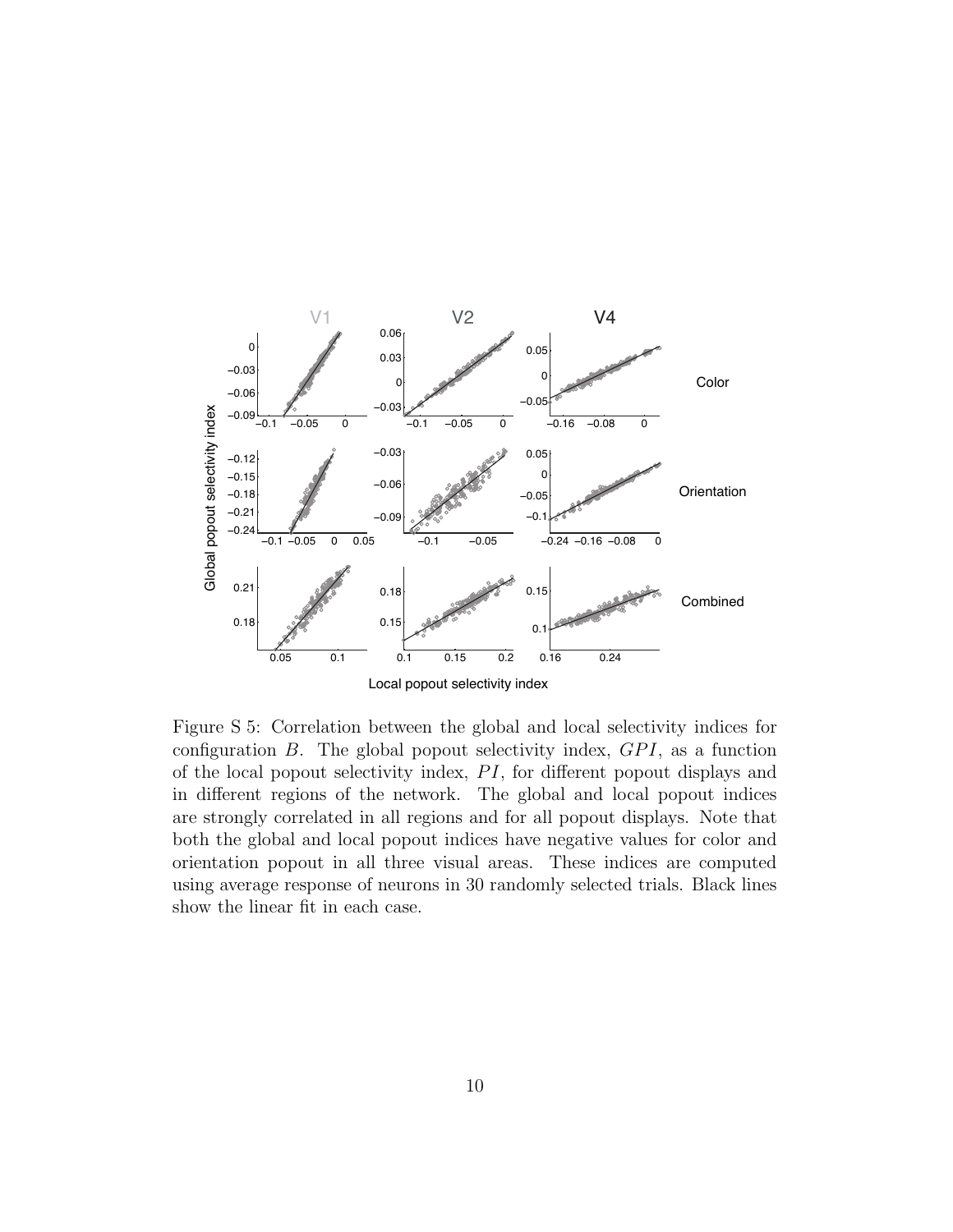Figure S 5: Correlation between the global and local selectivity indices for configuration $B$. The global popout selectivity index, $GPI$, as a function of the local popout selectivity index, $PI$, for different popout displays and in different regions of the network. The global and local popout indices are strongly correlated in all regions and for all popout displays. Note that both the global and local popout indices have negative values for color and orientation popout in all three visual areas. These indices are computed using average response of neurons in 30 randomly selected trials. Black lines show the linear fit in each case.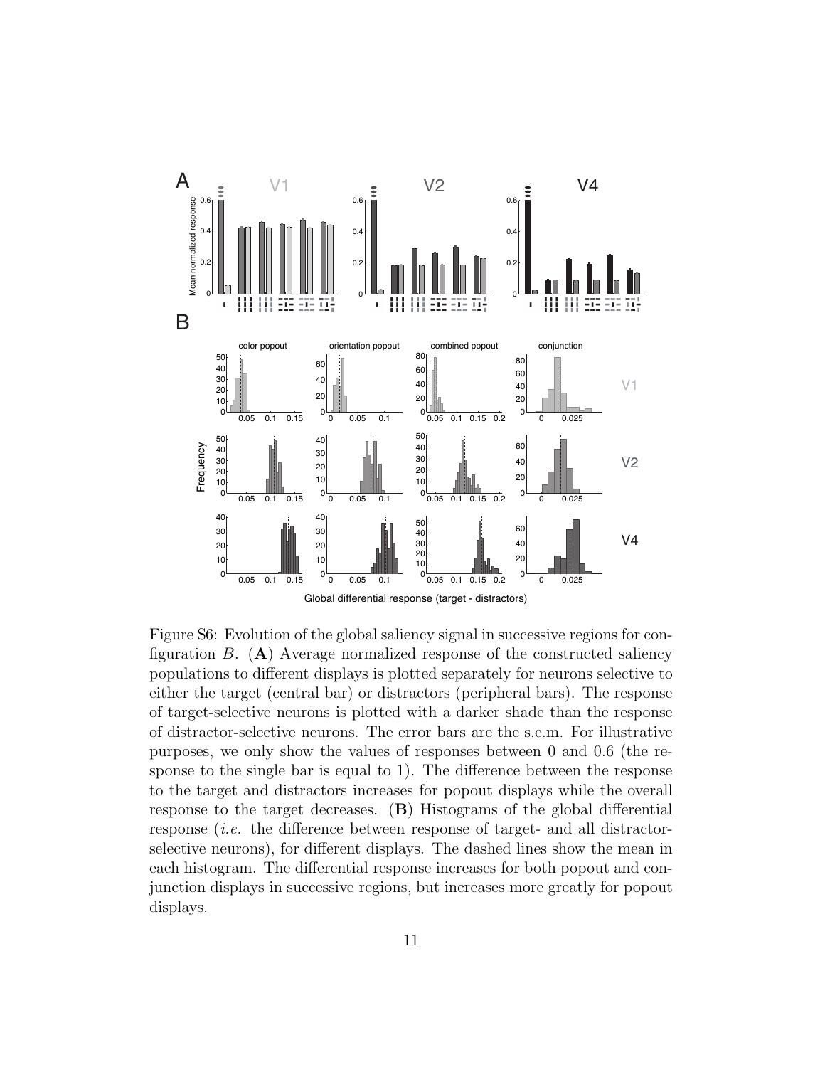Figure S6: Evolution of the global saliency signal in successive regions for configuration $B$. (**A**) Average normalized response of the constructed saliency populations to different displays is plotted separately for neurons selective to either the target (central bar) or distractors (peripheral bars). The response of target-selective neurons is plotted with a darker shade than the response of distractor-selective neurons. The error bars are the s.e.m. For illustrative purposes, we only show the values of responses between 0 and 0.6 (the response to the single bar is equal to 1). The difference between the response to the target and distractors increases for popout displays while the overall response to the target decreases. (**B**) Histograms of the global differential response (*i.e.* the difference between response of target- and all distractor-selective neurons), for different displays. The dashed lines show the mean in each histogram. The differential response increases for both popout and conjunction displays in successive regions, but increases more greatly for popout displays.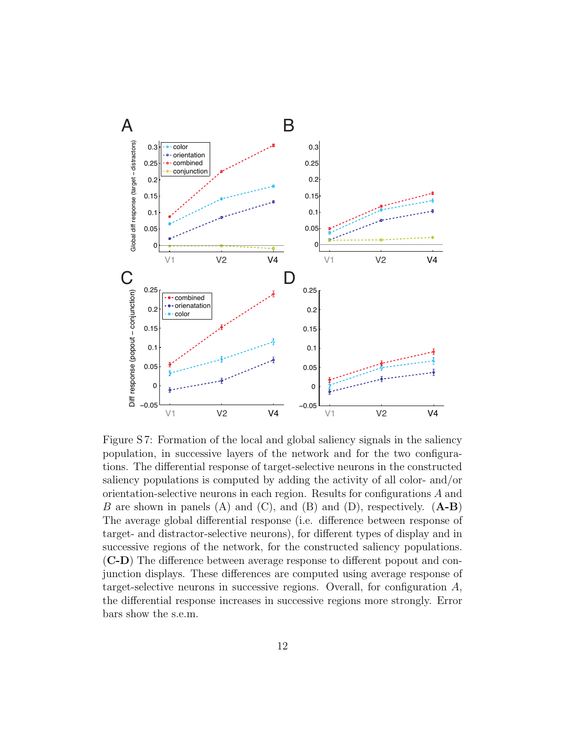Figure S7: Formation of the local and global saliency signals in the saliency population, in successive layers of the network and for the two configurations. The differential response of target-selective neurons in the constructed saliency populations is computed by adding the activity of all color- and/or orientation-selective neurons in each region. Results for configurations $A$ and $B$ are shown in panels (A) and (C), and (B) and (D), respectively. **(A-B)** The average global differential response (i.e. difference between response of target- and distractor-selective neurons), for different types of display and in successive regions of the network, for the constructed saliency populations. **(C-D)** The difference between average response to different popout and conjunction displays. These differences are computed using average response of target-selective neurons in successive regions. Overall, for configuration $A$, the differential response increases in successive regions more strongly. Error bars show the s.e.m.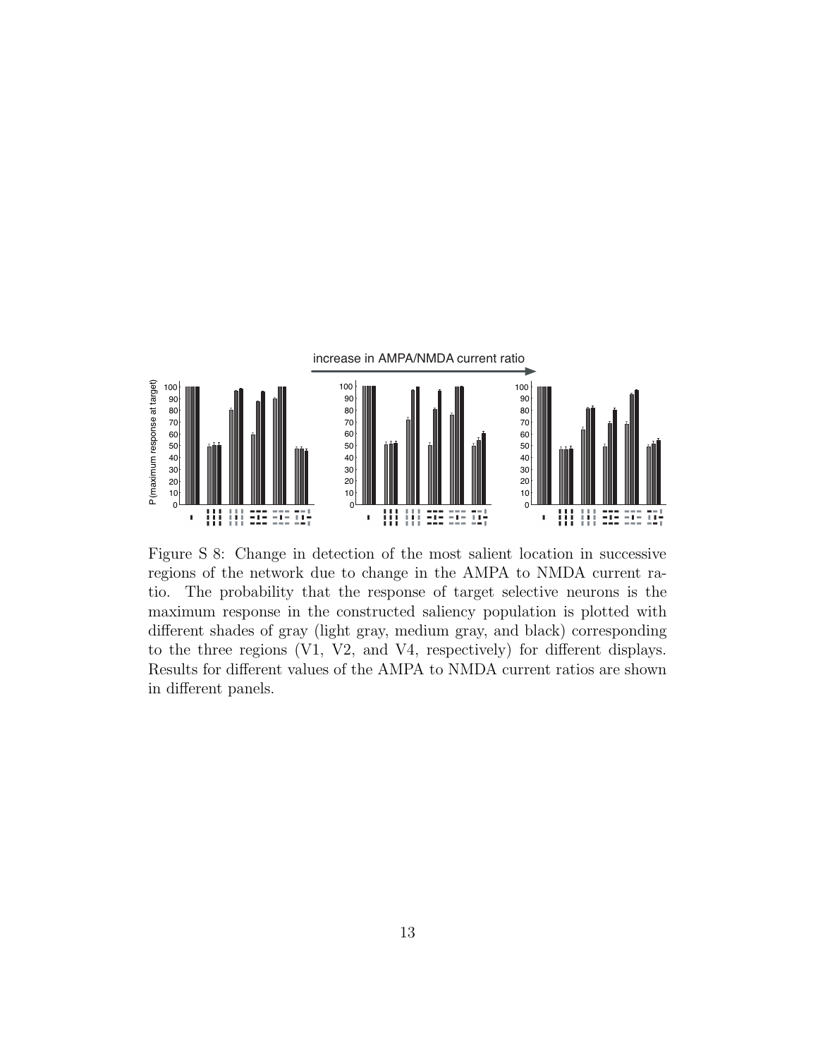Figure S 8: Change in detection of the most salient location in successive regions of the network due to change in the AMPA to NMDA current ratio. The probability that the response of target selective neurons is the maximum response in the constructed saliency population is plotted with different shades of gray (light gray, medium gray, and black) corresponding to the three regions (V1, V2, and V4, respectively) for different displays. Results for different values of the AMPA to NMDA current ratios are shown in different panels.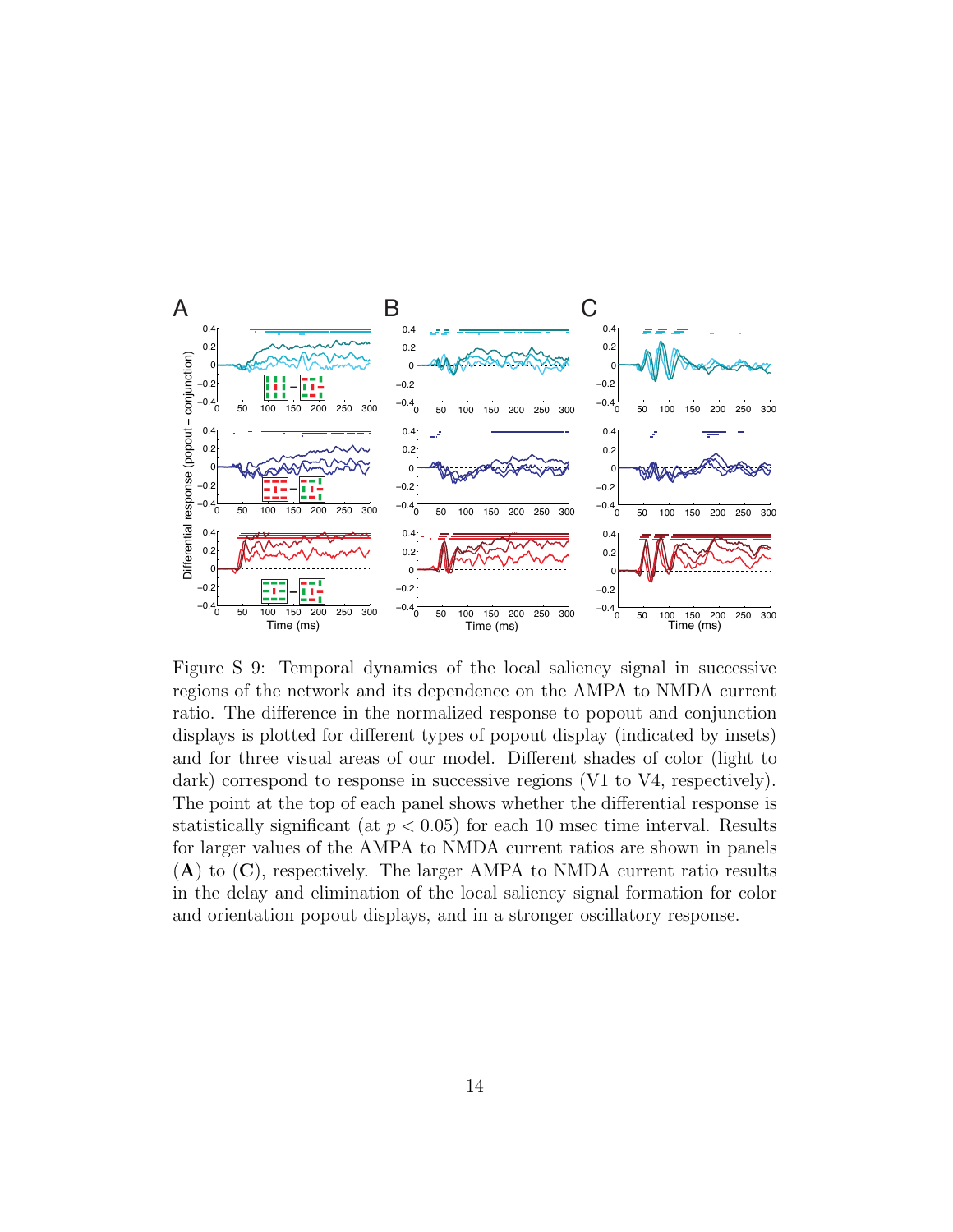Figure S 9: Temporal dynamics of the local saliency signal in successive regions of the network and its dependence on the AMPA to NMDA current ratio. The difference in the normalized response to popout and conjunction displays is plotted for different types of popout display (indicated by insets) and for three visual areas of our model. Different shades of color (light to dark) correspond to response in successive regions (V1 to V4, respectively). The point at the top of each panel shows whether the differential response is statistically significant (at $p < 0.05$) for each 10 msec time interval. Results for larger values of the AMPA to NMDA current ratios are shown in panels (**A**) to (**C**), respectively. The larger AMPA to NMDA current ratio results in the delay and elimination of the local saliency signal formation for color and orientation popout displays, and in a stronger oscillatory response.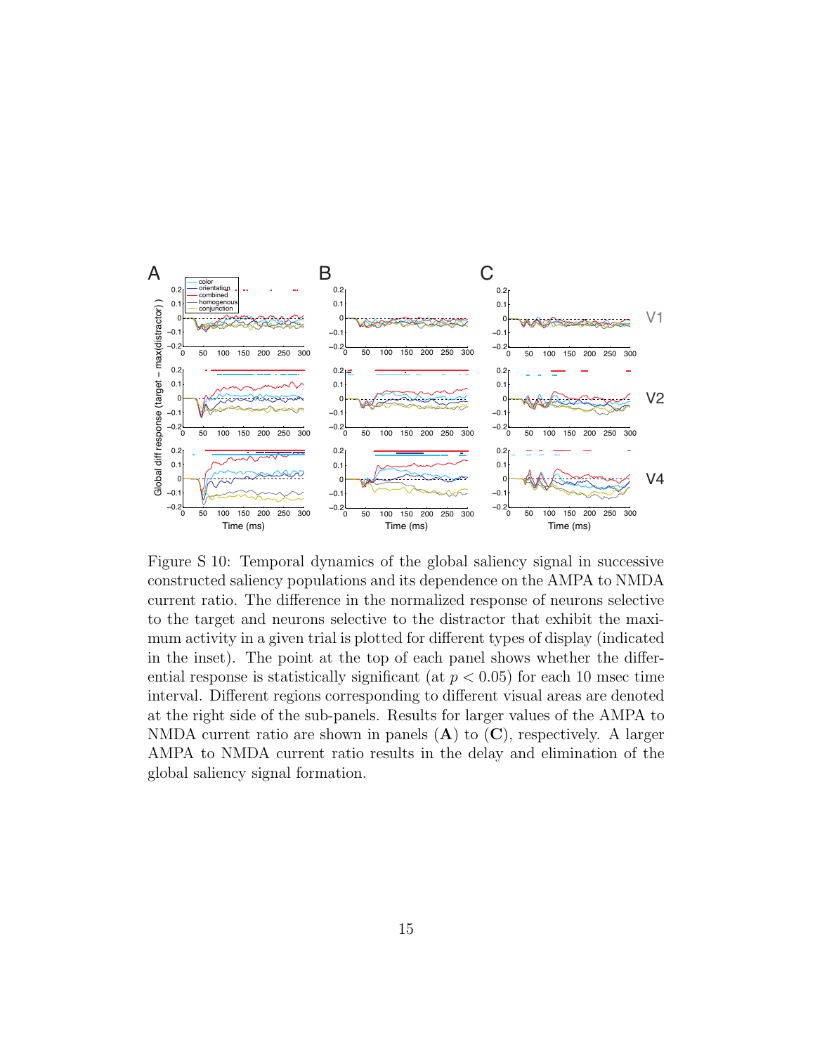Figure S 10: Temporal dynamics of the global saliency signal in successive constructed saliency populations and its dependence on the AMPA to NMDA current ratio. The difference in the normalized response of neurons selective to the target and neurons selective to the distractor that exhibit the maximum activity in a given trial is plotted for different types of display (indicated in the inset). The point at the top of each panel shows whether the differential response is statistically significant (at $p < 0.05$) for each 10 msec time interval. Different regions corresponding to different visual areas are denoted at the right side of the sub-panels. Results for larger values of the AMPA to NMDA current ratio are shown in panels (**A**) to (**C**), respectively. A larger AMPA to NMDA current ratio results in the delay and elimination of the global saliency signal formation.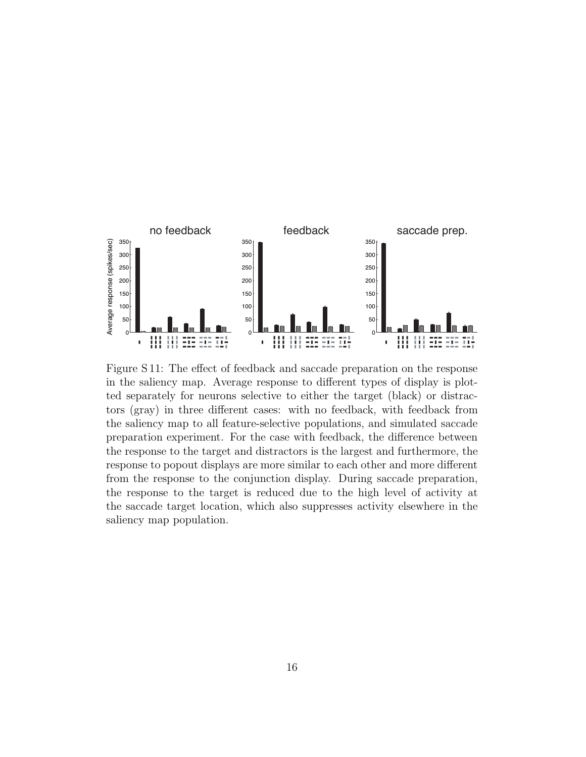no feedback

feedback

saccade prep.

Average response (spikes/sec)

350
300
250
200
150
100
50
0

Figure S 11: The effect of feedback and saccade preparation on the response in the saliency map. Average response to different types of display is plotted separately for neurons selective to either the target (black) or distractors (gray) in three different cases: with no feedback, with feedback from the saliency map to all feature-selective populations, and simulated saccade preparation experiment. For the case with feedback, the difference between the response to the target and distractors is the largest and furthermore, the response to popout displays are more similar to each other and more different from the response to the conjunction display. During saccade preparation, the response to the target is reduced due to the high level of activity at the saccade target location, which also suppresses activity elsewhere in the saliency map population.